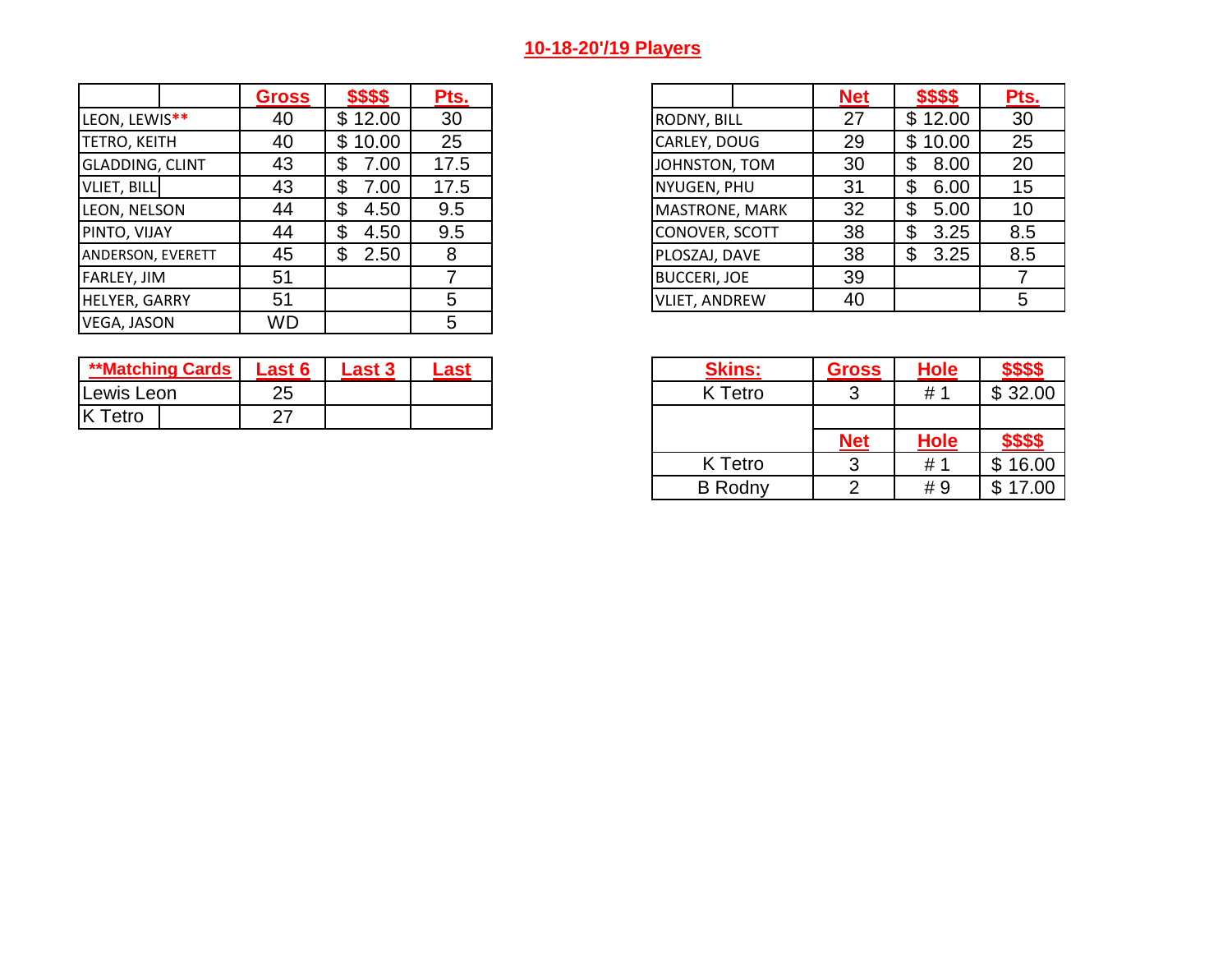# 10-18-20'/19 Players

| | Gross | $$$$ | Pts. |
|---|---|---|---|
| LEON, LEWIS** | 40 | $ 12.00 | 30 |
| TETRO, KEITH | 40 | $ 10.00 | 25 |
| GLADDING, CLINT | 43 | $ 7.00 | 17.5 |
| VLIET, BILL | 43 | $ 7.00 | 17.5 |
| LEON, NELSON | 44 | $ 4.50 | 9.5 |
| PINTO, VIJAY | 44 | $ 4.50 | 9.5 |
| ANDERSON, EVERETT | 45 | $ 2.50 | 8 |
| FARLEY, JIM | 51 | | 7 |
| HELYER, GARRY | 51 | | 5 |
| VEGA, JASON | WD | | 5 |

| | Net | $$$$ | Pts. |
|---|---|---|---|
| RODNY, BILL | 27 | $ 12.00 | 30 |
| CARLEY, DOUG | 29 | $ 10.00 | 25 |
| JOHNSTON, TOM | 30 | $ 8.00 | 20 |
| NYUGEN, PHU | 31 | $ 6.00 | 15 |
| MASTRONE, MARK | 32 | $ 5.00 | 10 |
| CONOVER, SCOTT | 38 | $ 3.25 | 8.5 |
| PLOSZAJ, DAVE | 38 | $ 3.25 | 8.5 |
| BUCCERI, JOE | 39 | | 7 |
| VLIET, ANDREW | 40 | | 5 |

| **Matching Cards | Last 6 | Last 3 | Last |
|---|---|---|---|
| Lewis Leon | 25 | | |
| K Tetro | 27 | | |

| Skins: | Gross | Hole | $$$$ |
|---|---|---|---|
| K Tetro | 3 | # 1 | $ 32.00 |
| | | | |
| | Net | Hole | $$$$ |
| K Tetro | 3 | # 1 | $ 16.00 |
| B Rodny | 2 | # 9 | $ 17.00 |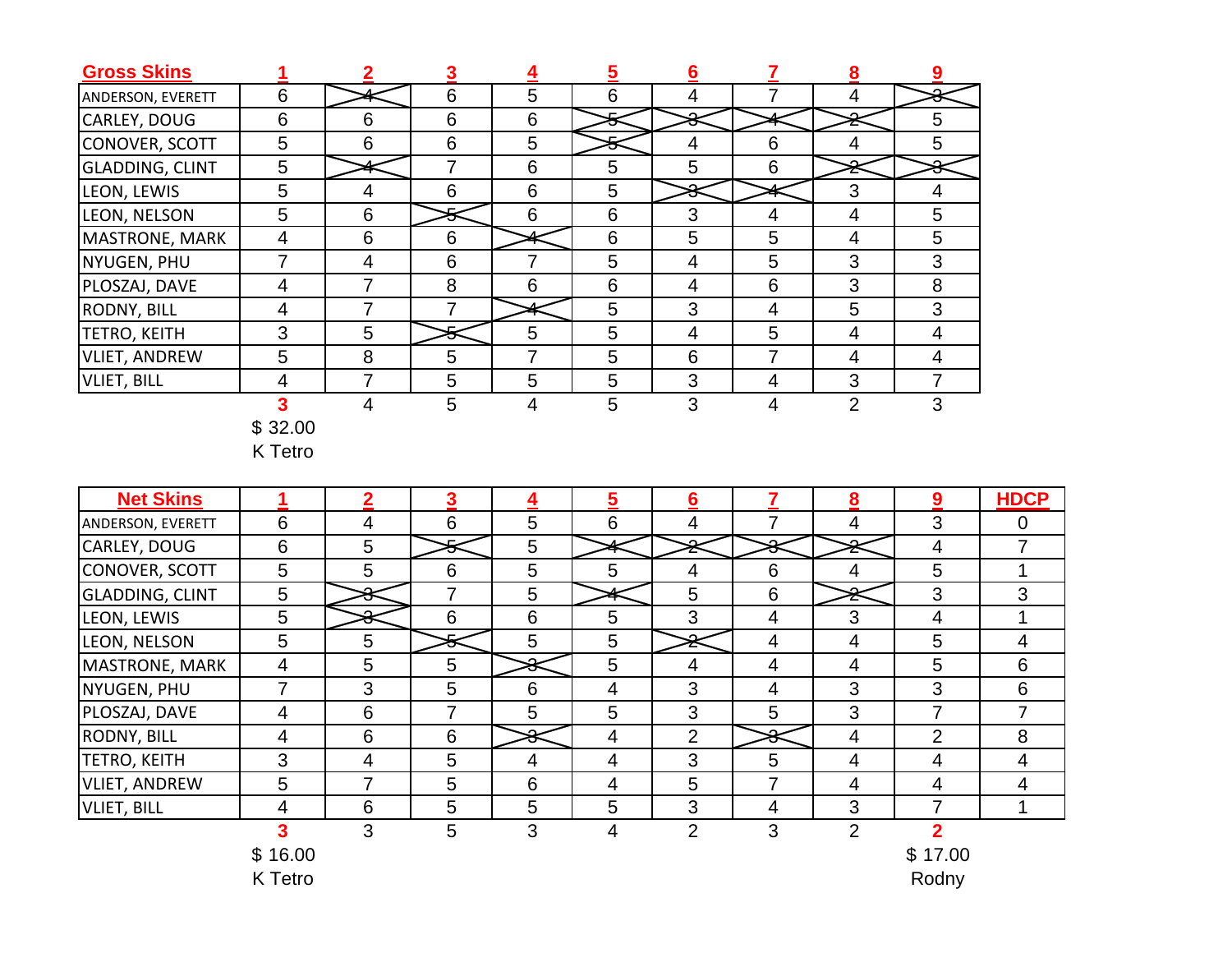| Gross Skins | 1 | 2 | 3 | 4 | 5 | 6 | 7 | 8 | 9 |
|---|---|---|---|---|---|---|---|---|---|
| ANDERSON, EVERETT | 6 | 4 | 6 | 5 | 6 | 4 | 7 | 4 | 3 |
| CARLEY, DOUG | 6 | 6 | 6 | 6 | 5 | 3 | 4 | 2 | 5 |
| CONOVER, SCOTT | 5 | 6 | 6 | 5 | 5 | 4 | 6 | 4 | 5 |
| GLADDING, CLINT | 5 | 4 | 7 | 6 | 5 | 5 | 6 | 2 | 3 |
| LEON, LEWIS | 5 | 4 | 6 | 6 | 5 | 3 | 4 | 3 | 4 |
| LEON, NELSON | 5 | 6 | 5 | 6 | 6 | 3 | 4 | 4 | 5 |
| MASTRONE, MARK | 4 | 6 | 6 | 4 | 6 | 5 | 5 | 4 | 5 |
| NYUGEN, PHU | 7 | 4 | 6 | 7 | 5 | 4 | 5 | 3 | 3 |
| PLOSZAJ, DAVE | 4 | 7 | 8 | 6 | 6 | 4 | 6 | 3 | 8 |
| RODNY, BILL | 4 | 7 | 7 | 4 | 5 | 3 | 4 | 5 | 3 |
| TETRO, KEITH | 3 | 5 | 5 | 5 | 5 | 4 | 5 | 4 | 4 |
| VLIET, ANDREW | 5 | 8 | 5 | 7 | 5 | 6 | 7 | 4 | 4 |
| VLIET, BILL | 4 | 7 | 5 | 5 | 5 | 3 | 4 | 3 | 7 |
| | 3 | 4 | 5 | 4 | 5 | 3 | 4 | 2 | 3 |
| | $ 32.00 | | | | | | | | |
| | K Tetro | | | | | | | | |

| Net Skins | 1 | 2 | 3 | 4 | 5 | 6 | 7 | 8 | 9 | HDCP |
|---|---|---|---|---|---|---|---|---|---|---|
| ANDERSON, EVERETT | 6 | 4 | 6 | 5 | 6 | 4 | 7 | 4 | 3 | 0 |
| CARLEY, DOUG | 6 | 5 | 5 | 5 | 4 | 2 | 3 | 2 | 4 | 7 |
| CONOVER, SCOTT | 5 | 5 | 6 | 5 | 5 | 4 | 6 | 4 | 5 | 1 |
| GLADDING, CLINT | 5 | 3 | 7 | 5 | 4 | 5 | 6 | 2 | 3 | 3 |
| LEON, LEWIS | 5 | 3 | 6 | 6 | 5 | 3 | 4 | 3 | 4 | 1 |
| LEON, NELSON | 5 | 5 | 5 | 5 | 5 | 2 | 4 | 4 | 5 | 4 |
| MASTRONE, MARK | 4 | 5 | 5 | 3 | 5 | 4 | 4 | 4 | 5 | 6 |
| NYUGEN, PHU | 7 | 3 | 5 | 6 | 4 | 3 | 4 | 3 | 3 | 6 |
| PLOSZAJ, DAVE | 4 | 6 | 7 | 5 | 5 | 3 | 5 | 3 | 7 | 7 |
| RODNY, BILL | 4 | 6 | 6 | 3 | 4 | 2 | 3 | 4 | 2 | 8 |
| TETRO, KEITH | 3 | 4 | 5 | 4 | 4 | 3 | 5 | 4 | 4 | 4 |
| VLIET, ANDREW | 5 | 7 | 5 | 6 | 4 | 5 | 7 | 4 | 4 | 4 |
| VLIET, BILL | 4 | 6 | 5 | 5 | 5 | 3 | 4 | 3 | 7 | 1 |
| | 3 | 3 | 5 | 3 | 4 | 2 | 3 | 2 | 2 | |
| | $ 16.00 | | | | | | | | $ 17.00 | |
| | K Tetro | | | | | | | | Rodny | |